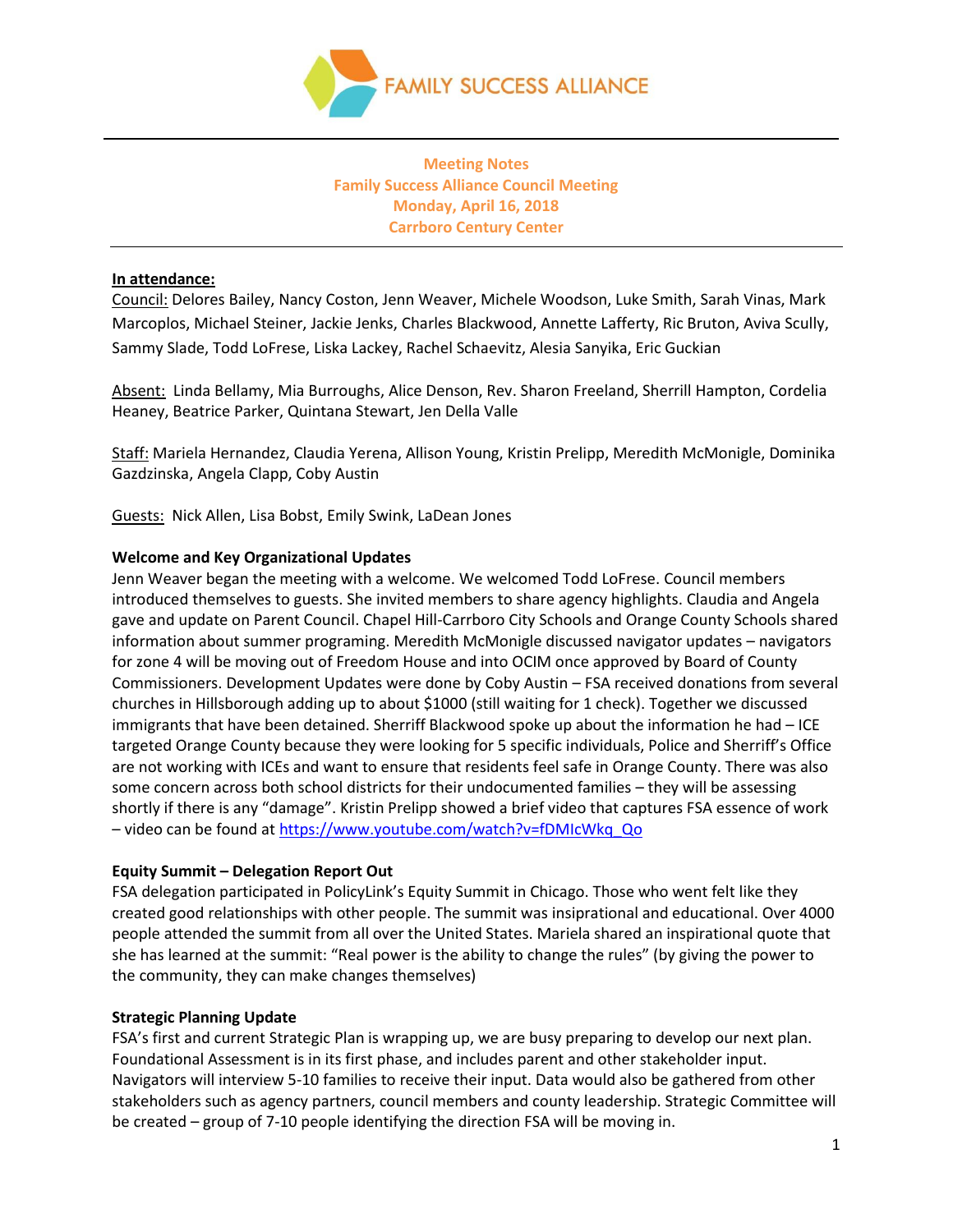FAMILY SUCCESS ALLIANCE

**Meeting Notes**
**Family Success Alliance Council Meeting**
**Monday, April 16, 2018**
**Carrboro Century Center**

**In attendance:**

Council: Delores Bailey, Nancy Coston, Jenn Weaver, Michele Woodson, Luke Smith, Sarah Vinas, Mark Marcoplos, Michael Steiner, Jackie Jenks, Charles Blackwood, Annette Lafferty, Ric Bruton, Aviva Scully, Sammy Slade, Todd LoFrese, Liska Lackey, Rachel Schaevitz, Alesia Sanyika, Eric Guckian

Absent: Linda Bellamy, Mia Burroughs, Alice Denson, Rev. Sharon Freeland, Sherrill Hampton, Cordelia Heaney, Beatrice Parker, Quintana Stewart, Jen Della Valle

Staff: Mariela Hernandez, Claudia Yerena, Allison Young, Kristin Prelipp, Meredith McMonigle, Dominika Gazdzinska, Angela Clapp, Coby Austin

Guests: Nick Allen, Lisa Bobst, Emily Swink, LaDean Jones

**Welcome and Key Organizational Updates**

Jenn Weaver began the meeting with a welcome. We welcomed Todd LoFrese. Council members introduced themselves to guests. She invited members to share agency highlights. Claudia and Angela gave and update on Parent Council. Chapel Hill-Carrboro City Schools and Orange County Schools shared information about summer programing. Meredith McMonigle discussed navigator updates – navigators for zone 4 will be moving out of Freedom House and into OCIM once approved by Board of County Commissioners. Development Updates were done by Coby Austin – FSA received donations from several churches in Hillsborough adding up to about $1000 (still waiting for 1 check). Together we discussed immigrants that have been detained. Sherriff Blackwood spoke up about the information he had – ICE targeted Orange County because they were looking for 5 specific individuals, Police and Sherriff's Office are not working with ICEs and want to ensure that residents feel safe in Orange County. There was also some concern across both school districts for their undocumented families – they will be assessing shortly if there is any "damage". Kristin Prelipp showed a brief video that captures FSA essence of work – video can be found at https://www.youtube.com/watch?v=fDMIcWkq_Qo

**Equity Summit – Delegation Report Out**

FSA delegation participated in PolicyLink's Equity Summit in Chicago. Those who went felt like they created good relationships with other people. The summit was insipirational and educational. Over 4000 people attended the summit from all over the United States. Mariela shared an inspirational quote that she has learned at the summit: "Real power is the ability to change the rules" (by giving the power to the community, they can make changes themselves)

**Strategic Planning Update**

FSA's first and current Strategic Plan is wrapping up, we are busy preparing to develop our next plan. Foundational Assessment is in its first phase, and includes parent and other stakeholder input. Navigators will interview 5-10 families to receive their input. Data would also be gathered from other stakeholders such as agency partners, council members and county leadership. Strategic Committee will be created – group of 7-10 people identifying the direction FSA will be moving in.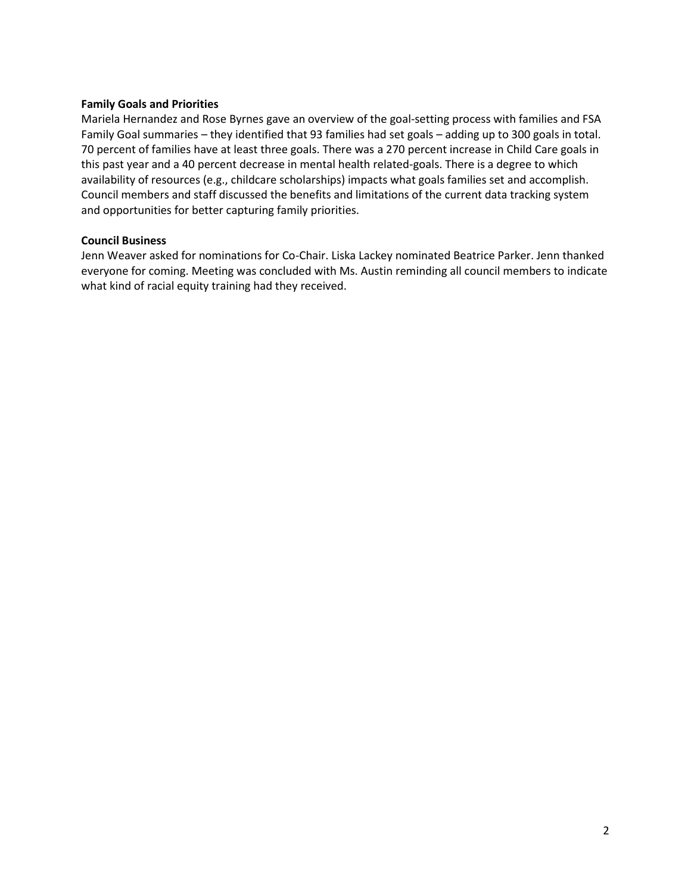**Family Goals and Priorities**

Mariela Hernandez and Rose Byrnes gave an overview of the goal-setting process with families and FSA Family Goal summaries – they identified that 93 families had set goals – adding up to 300 goals in total. 70 percent of families have at least three goals. There was a 270 percent increase in Child Care goals in this past year and a 40 percent decrease in mental health related-goals. There is a degree to which availability of resources (e.g., childcare scholarships) impacts what goals families set and accomplish. Council members and staff discussed the benefits and limitations of the current data tracking system and opportunities for better capturing family priorities.

**Council Business**

Jenn Weaver asked for nominations for Co-Chair. Liska Lackey nominated Beatrice Parker. Jenn thanked everyone for coming. Meeting was concluded with Ms. Austin reminding all council members to indicate what kind of racial equity training had they received.